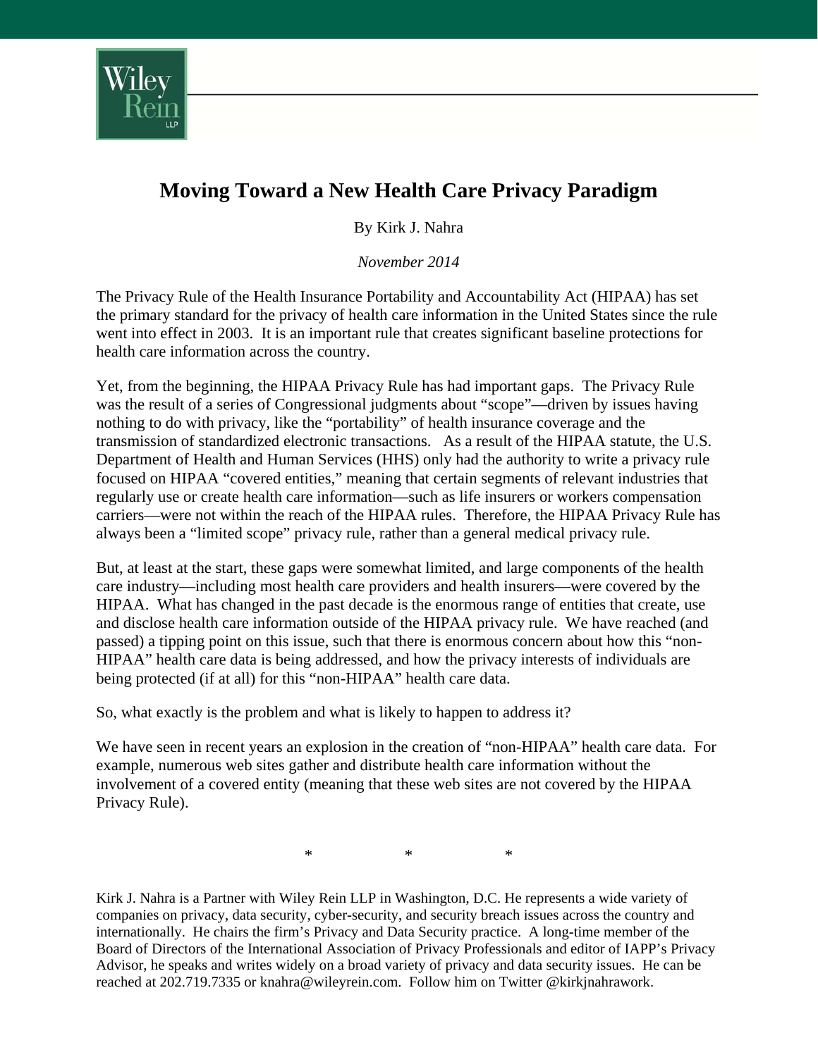# Moving Toward a New Health Care Privacy Paradigm

By Kirk J. Nahra

*November 2014*

The Privacy Rule of the Health Insurance Portability and Accountability Act (HIPAA) has set the primary standard for the privacy of health care information in the United States since the rule went into effect in 2003. It is an important rule that creates significant baseline protections for health care information across the country.

Yet, from the beginning, the HIPAA Privacy Rule has had important gaps. The Privacy Rule was the result of a series of Congressional judgments about "scope"—driven by issues having nothing to do with privacy, like the "portability" of health insurance coverage and the transmission of standardized electronic transactions. As a result of the HIPAA statute, the U.S. Department of Health and Human Services (HHS) only had the authority to write a privacy rule focused on HIPAA "covered entities," meaning that certain segments of relevant industries that regularly use or create health care information—such as life insurers or workers compensation carriers—were not within the reach of the HIPAA rules. Therefore, the HIPAA Privacy Rule has always been a "limited scope" privacy rule, rather than a general medical privacy rule.

But, at least at the start, these gaps were somewhat limited, and large components of the health care industry—including most health care providers and health insurers—were covered by the HIPAA. What has changed in the past decade is the enormous range of entities that create, use and disclose health care information outside of the HIPAA privacy rule. We have reached (and passed) a tipping point on this issue, such that there is enormous concern about how this "non-HIPAA" health care data is being addressed, and how the privacy interests of individuals are being protected (if at all) for this "non-HIPAA" health care data.

So, what exactly is the problem and what is likely to happen to address it?

We have seen in recent years an explosion in the creation of "non-HIPAA" health care data. For example, numerous web sites gather and distribute health care information without the involvement of a covered entity (meaning that these web sites are not covered by the HIPAA Privacy Rule).

\* \* \*

Kirk J. Nahra is a Partner with Wiley Rein LLP in Washington, D.C. He represents a wide variety of companies on privacy, data security, cyber-security, and security breach issues across the country and internationally. He chairs the firm's Privacy and Data Security practice. A long-time member of the Board of Directors of the International Association of Privacy Professionals and editor of IAPP's Privacy Advisor, he speaks and writes widely on a broad variety of privacy and data security issues. He can be reached at 202.719.7335 or knahra@wileyrein.com. Follow him on Twitter @kirkjnahrawork.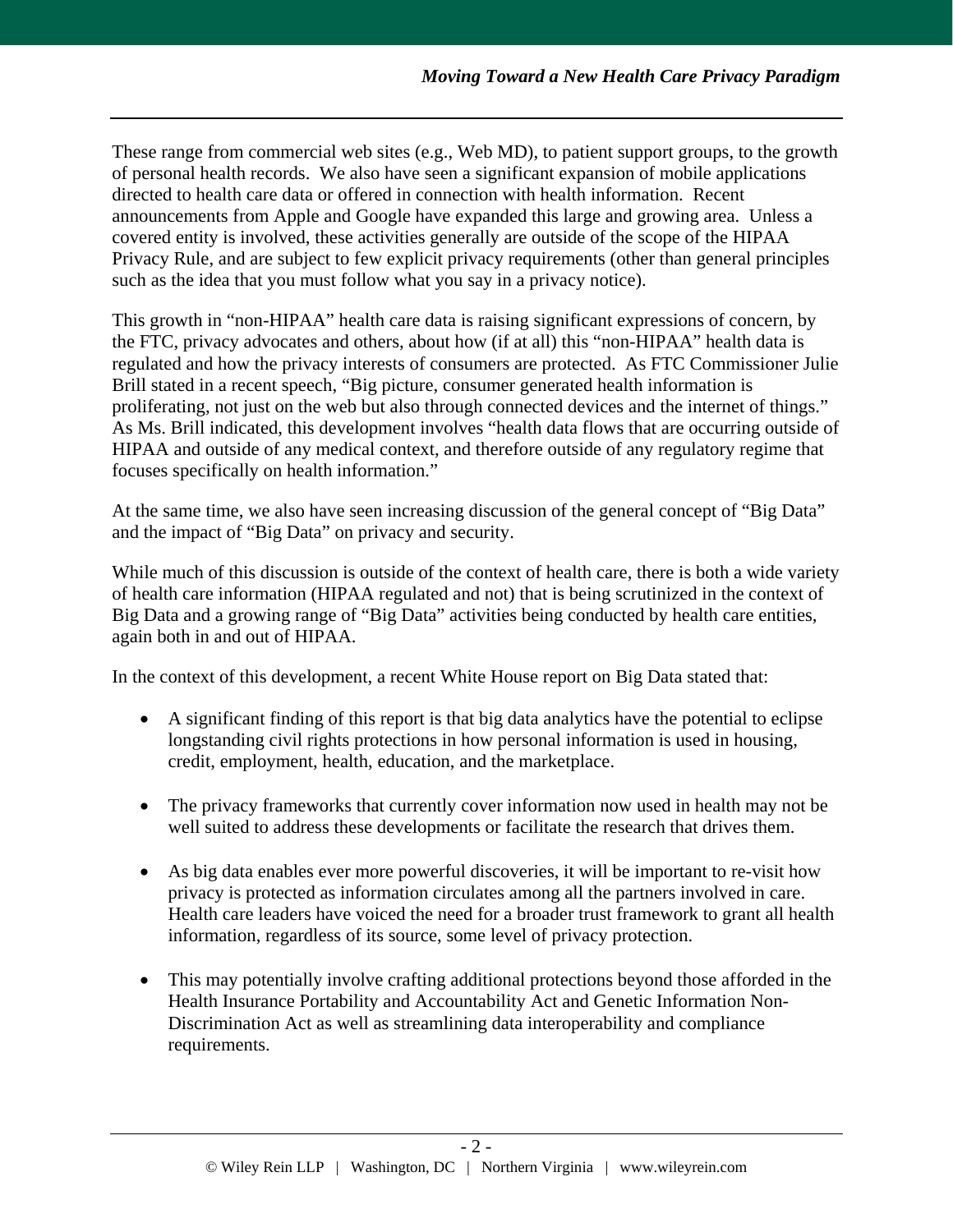These range from commercial web sites (e.g., Web MD), to patient support groups, to the growth of personal health records. We also have seen a significant expansion of mobile applications directed to health care data or offered in connection with health information. Recent announcements from Apple and Google have expanded this large and growing area. Unless a covered entity is involved, these activities generally are outside of the scope of the HIPAA Privacy Rule, and are subject to few explicit privacy requirements (other than general principles such as the idea that you must follow what you say in a privacy notice).

This growth in "non-HIPAA" health care data is raising significant expressions of concern, by the FTC, privacy advocates and others, about how (if at all) this "non-HIPAA" health data is regulated and how the privacy interests of consumers are protected. As FTC Commissioner Julie Brill stated in a recent speech, "Big picture, consumer generated health information is proliferating, not just on the web but also through connected devices and the internet of things." As Ms. Brill indicated, this development involves "health data flows that are occurring outside of HIPAA and outside of any medical context, and therefore outside of any regulatory regime that focuses specifically on health information."

At the same time, we also have seen increasing discussion of the general concept of "Big Data" and the impact of "Big Data" on privacy and security.

While much of this discussion is outside of the context of health care, there is both a wide variety of health care information (HIPAA regulated and not) that is being scrutinized in the context of Big Data and a growing range of "Big Data" activities being conducted by health care entities, again both in and out of HIPAA.

In the context of this development, a recent White House report on Big Data stated that:

- A significant finding of this report is that big data analytics have the potential to eclipse longstanding civil rights protections in how personal information is used in housing, credit, employment, health, education, and the marketplace.

- The privacy frameworks that currently cover information now used in health may not be well suited to address these developments or facilitate the research that drives them.

- As big data enables ever more powerful discoveries, it will be important to re-visit how privacy is protected as information circulates among all the partners involved in care. Health care leaders have voiced the need for a broader trust framework to grant all health information, regardless of its source, some level of privacy protection.

- This may potentially involve crafting additional protections beyond those afforded in the Health Insurance Portability and Accountability Act and Genetic Information Non-Discrimination Act as well as streamlining data interoperability and compliance requirements.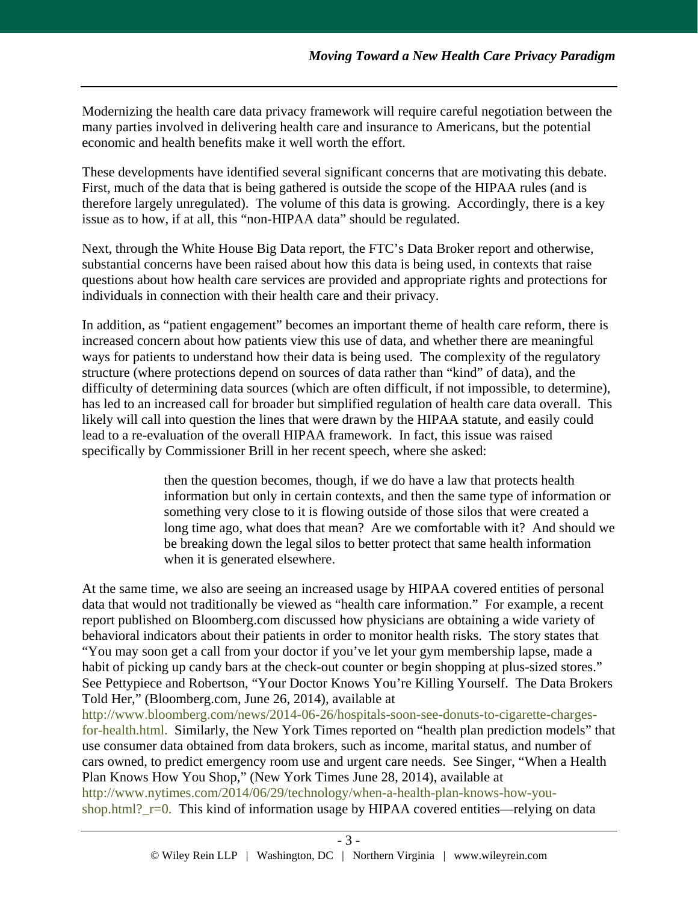Modernizing the health care data privacy framework will require careful negotiation between the many parties involved in delivering health care and insurance to Americans, but the potential economic and health benefits make it well worth the effort.

These developments have identified several significant concerns that are motivating this debate. First, much of the data that is being gathered is outside the scope of the HIPAA rules (and is therefore largely unregulated). The volume of this data is growing. Accordingly, there is a key issue as to how, if at all, this "non-HIPAA data" should be regulated.

Next, through the White House Big Data report, the FTC's Data Broker report and otherwise, substantial concerns have been raised about how this data is being used, in contexts that raise questions about how health care services are provided and appropriate rights and protections for individuals in connection with their health care and their privacy.

In addition, as "patient engagement" becomes an important theme of health care reform, there is increased concern about how patients view this use of data, and whether there are meaningful ways for patients to understand how their data is being used. The complexity of the regulatory structure (where protections depend on sources of data rather than "kind" of data), and the difficulty of determining data sources (which are often difficult, if not impossible, to determine), has led to an increased call for broader but simplified regulation of health care data overall. This likely will call into question the lines that were drawn by the HIPAA statute, and easily could lead to a re-evaluation of the overall HIPAA framework. In fact, this issue was raised specifically by Commissioner Brill in her recent speech, where she asked:

> then the question becomes, though, if we do have a law that protects health information but only in certain contexts, and then the same type of information or something very close to it is flowing outside of those silos that were created a long time ago, what does that mean? Are we comfortable with it? And should we be breaking down the legal silos to better protect that same health information when it is generated elsewhere.

At the same time, we also are seeing an increased usage by HIPAA covered entities of personal data that would not traditionally be viewed as "health care information." For example, a recent report published on Bloomberg.com discussed how physicians are obtaining a wide variety of behavioral indicators about their patients in order to monitor health risks. The story states that "You may soon get a call from your doctor if you've let your gym membership lapse, made a habit of picking up candy bars at the check-out counter or begin shopping at plus-sized stores." See Pettypiece and Robertson, "Your Doctor Knows You're Killing Yourself. The Data Brokers Told Her," (Bloomberg.com, June 26, 2014), available at http://www.bloomberg.com/news/2014-06-26/hospitals-soon-see-donuts-to-cigarette-charges-for-health.html. Similarly, the New York Times reported on "health plan prediction models" that use consumer data obtained from data brokers, such as income, marital status, and number of cars owned, to predict emergency room use and urgent care needs. See Singer, "When a Health Plan Knows How You Shop," (New York Times June 28, 2014), available at http://www.nytimes.com/2014/06/29/technology/when-a-health-plan-knows-how-you-shop.html?_r=0. This kind of information usage by HIPAA covered entities—relying on data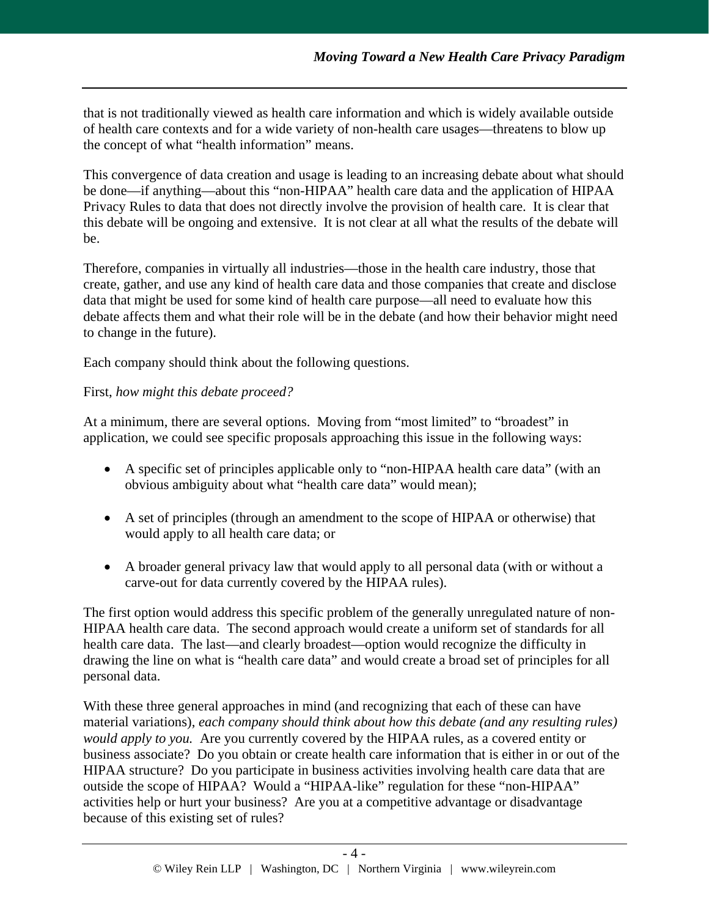that is not traditionally viewed as health care information and which is widely available outside of health care contexts and for a wide variety of non-health care usages—threatens to blow up the concept of what "health information" means.

This convergence of data creation and usage is leading to an increasing debate about what should be done—if anything—about this "non-HIPAA" health care data and the application of HIPAA Privacy Rules to data that does not directly involve the provision of health care. It is clear that this debate will be ongoing and extensive. It is not clear at all what the results of the debate will be.

Therefore, companies in virtually all industries—those in the health care industry, those that create, gather, and use any kind of health care data and those companies that create and disclose data that might be used for some kind of health care purpose—all need to evaluate how this debate affects them and what their role will be in the debate (and how their behavior might need to change in the future).

Each company should think about the following questions.

First, *how might this debate proceed?*

At a minimum, there are several options. Moving from "most limited" to "broadest" in application, we could see specific proposals approaching this issue in the following ways:

- A specific set of principles applicable only to "non-HIPAA health care data" (with an obvious ambiguity about what "health care data" would mean);
- A set of principles (through an amendment to the scope of HIPAA or otherwise) that would apply to all health care data; or
- A broader general privacy law that would apply to all personal data (with or without a carve-out for data currently covered by the HIPAA rules).

The first option would address this specific problem of the generally unregulated nature of non-HIPAA health care data. The second approach would create a uniform set of standards for all health care data. The last—and clearly broadest—option would recognize the difficulty in drawing the line on what is "health care data" and would create a broad set of principles for all personal data.

With these three general approaches in mind (and recognizing that each of these can have material variations), *each company should think about how this debate (and any resulting rules) would apply to you.* Are you currently covered by the HIPAA rules, as a covered entity or business associate? Do you obtain or create health care information that is either in or out of the HIPAA structure? Do you participate in business activities involving health care data that are outside the scope of HIPAA? Would a "HIPAA-like" regulation for these "non-HIPAA" activities help or hurt your business? Are you at a competitive advantage or disadvantage because of this existing set of rules?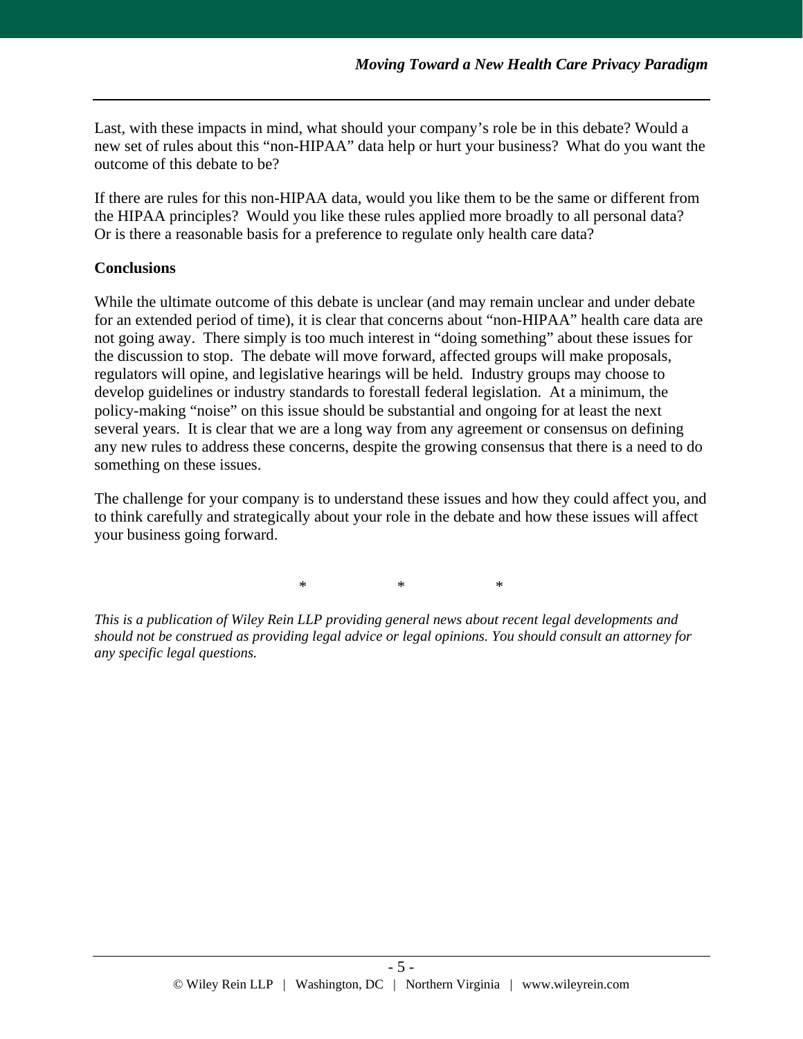Last, with these impacts in mind, what should your company's role be in this debate? Would a new set of rules about this "non-HIPAA" data help or hurt your business? What do you want the outcome of this debate to be?

If there are rules for this non-HIPAA data, would you like them to be the same or different from the HIPAA principles? Would you like these rules applied more broadly to all personal data? Or is there a reasonable basis for a preference to regulate only health care data?

**Conclusions**

While the ultimate outcome of this debate is unclear (and may remain unclear and under debate for an extended period of time), it is clear that concerns about "non-HIPAA" health care data are not going away. There simply is too much interest in "doing something" about these issues for the discussion to stop. The debate will move forward, affected groups will make proposals, regulators will opine, and legislative hearings will be held. Industry groups may choose to develop guidelines or industry standards to forestall federal legislation. At a minimum, the policy-making "noise" on this issue should be substantial and ongoing for at least the next several years. It is clear that we are a long way from any agreement or consensus on defining any new rules to address these concerns, despite the growing consensus that there is a need to do something on these issues.

The challenge for your company is to understand these issues and how they could affect you, and to think carefully and strategically about your role in the debate and how these issues will affect your business going forward.

\* \* \*

*This is a publication of Wiley Rein LLP providing general news about recent legal developments and should not be construed as providing legal advice or legal opinions. You should consult an attorney for any specific legal questions.*